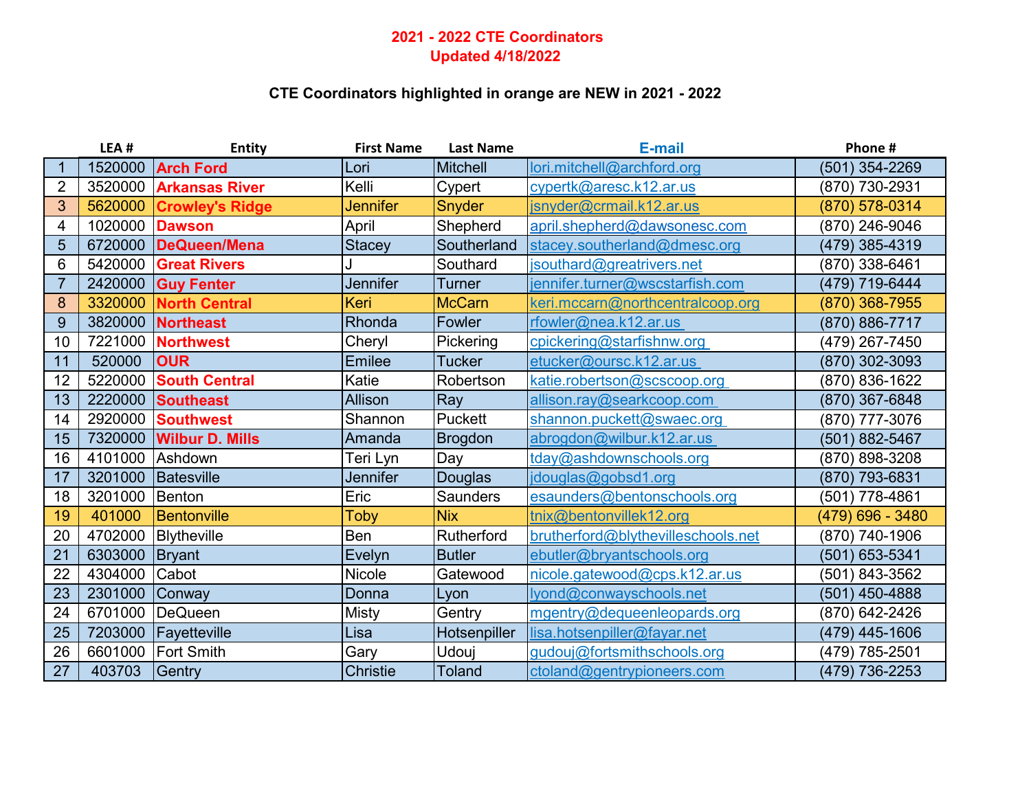**2021 - 2022 CTE Coordinators**
**Updated 4/18/2022**

**CTE Coordinators highlighted in orange are NEW in 2021 - 2022**

| | LEA # | Entity | First Name | Last Name | E-mail | Phone # |
|---|---|---|---|---|---|---|
| 1 | 1520000 | **Arch Ford** | Lori | Mitchell | lori.mitchell@archford.org | (501) 354-2269 |
| 2 | 3520000 | **Arkansas River** | Kelli | Cypert | cypertk@aresc.k12.ar.us | (870) 730-2931 |
| 3 | 5620000 | **Crowley's Ridge** | Jennifer | Snyder | jsnyder@crmail.k12.ar.us | (870) 578-0314 |
| 4 | 1020000 | **Dawson** | April | Shepherd | april.shepherd@dawsonesc.com | (870) 246-9046 |
| 5 | 6720000 | **DeQueen/Mena** | Stacey | Southerland | stacey.southerland@dmesc.org | (479) 385-4319 |
| 6 | 5420000 | **Great Rivers** | J | Southard | jsouthard@greatrivers.net | (870) 338-6461 |
| 7 | 2420000 | **Guy Fenter** | Jennifer | Turner | jennifer.turner@wscstarfish.com | (479) 719-6444 |
| 8 | 3320000 | **North Central** | Keri | McCarn | keri.mccarn@northcentralcoop.org | (870) 368-7955 |
| 9 | 3820000 | **Northeast** | Rhonda | Fowler | rfowler@nea.k12.ar.us | (870) 886-7717 |
| 10 | 7221000 | **Northwest** | Cheryl | Pickering | cpickering@starfishnw.org | (479) 267-7450 |
| 11 | 520000 | **OUR** | Emilee | Tucker | etucker@oursc.k12.ar.us | (870) 302-3093 |
| 12 | 5220000 | **South Central** | Katie | Robertson | katie.robertson@scscoop.org | (870) 836-1622 |
| 13 | 2220000 | **Southeast** | Allison | Ray | allison.ray@searkcoop.com | (870) 367-6848 |
| 14 | 2920000 | **Southwest** | Shannon | Puckett | shannon.puckett@swaec.org | (870) 777-3076 |
| 15 | 7320000 | **Wilbur D. Mills** | Amanda | Brogdon | abrogdon@wilbur.k12.ar.us | (501) 882-5467 |
| 16 | 4101000 | Ashdown | Teri Lyn | Day | tday@ashdownschools.org | (870) 898-3208 |
| 17 | 3201000 | Batesville | Jennifer | Douglas | jdouglas@gobsd1.org | (870) 793-6831 |
| 18 | 3201000 | Benton | Eric | Saunders | esaunders@bentonschools.org | (501) 778-4861 |
| 19 | 401000 | Bentonville | Toby | Nix | tnix@bentonvillek12.org | (479) 696 - 3480 |
| 20 | 4702000 | Blytheville | Ben | Rutherford | brutherford@blythevilleschools.net | (870) 740-1906 |
| 21 | 6303000 | Bryant | Evelyn | Butler | ebutler@bryantschools.org | (501) 653-5341 |
| 22 | 4304000 | Cabot | Nicole | Gatewood | nicole.gatewood@cps.k12.ar.us | (501) 843-3562 |
| 23 | 2301000 | Conway | Donna | Lyon | lyond@conwayschools.net | (501) 450-4888 |
| 24 | 6701000 | DeQueen | Misty | Gentry | mgentry@dequeenleopards.org | (870) 642-2426 |
| 25 | 7203000 | Fayetteville | Lisa | Hotsenpiller | lisa.hotsenpiller@fayar.net | (479) 445-1606 |
| 26 | 6601000 | Fort Smith | Gary | Udouj | gudouj@fortsmithschools.org | (479) 785-2501 |
| 27 | 403703 | Gentry | Christie | Toland | ctoland@gentrypioneers.com | (479) 736-2253 |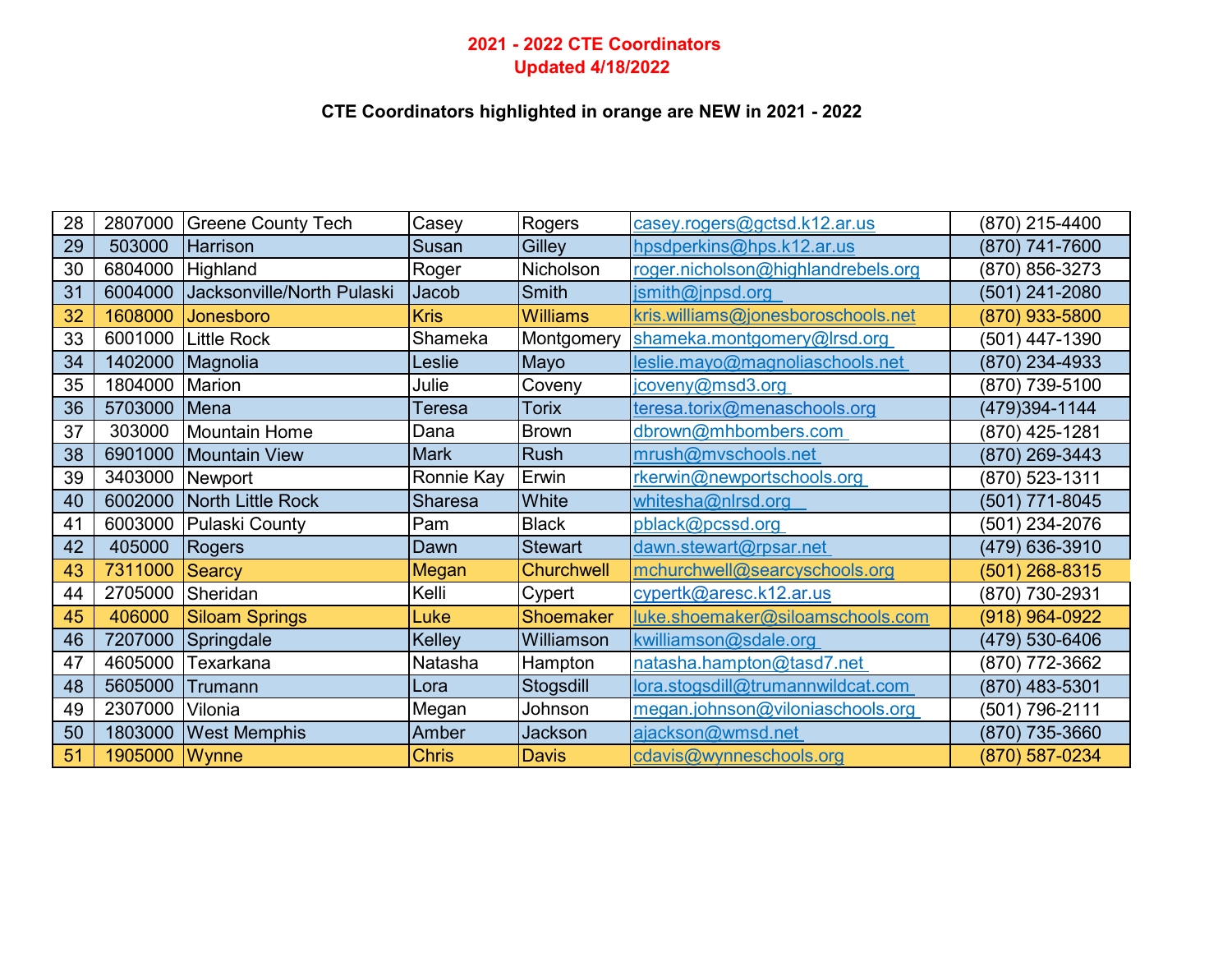**2021 - 2022 CTE Coordinators**
**Updated 4/18/2022**

**CTE Coordinators highlighted in orange are NEW in 2021 - 2022**

| | | | | | | |
|---|---|---|---|---|---|---|
| 28 | 2807000 | Greene County Tech | Casey | Rogers | casey.rogers@gctsd.k12.ar.us | (870) 215-4400 |
| 29 | 503000 | Harrison | Susan | Gilley | hpsdperkins@hps.k12.ar.us | (870) 741-7600 |
| 30 | 6804000 | Highland | Roger | Nicholson | roger.nicholson@highlandrebels.org | (870) 856-3273 |
| 31 | 6004000 | Jacksonville/North Pulaski | Jacob | Smith | jsmith@jnpsd.org | (501) 241-2080 |
| 32 | 1608000 | Jonesboro | Kris | Williams | kris.williams@jonesboroschools.net | (870) 933-5800 |
| 33 | 6001000 | Little Rock | Shameka | Montgomery | shameka.montgomery@lrsd.org | (501) 447-1390 |
| 34 | 1402000 | Magnolia | Leslie | Mayo | leslie.mayo@magnoliaschools.net | (870) 234-4933 |
| 35 | 1804000 | Marion | Julie | Coveny | jcoveny@msd3.org | (870) 739-5100 |
| 36 | 5703000 | Mena | Teresa | Torix | teresa.torix@menaschools.org | (479)394-1144 |
| 37 | 303000 | Mountain Home | Dana | Brown | dbrown@mhbombers.com | (870) 425-1281 |
| 38 | 6901000 | Mountain View | Mark | Rush | mrush@mvschools.net | (870) 269-3443 |
| 39 | 3403000 | Newport | Ronnie Kay | Erwin | rkerwin@newportschools.org | (870) 523-1311 |
| 40 | 6002000 | North Little Rock | Sharesa | White | whitesha@nlrsd.org | (501) 771-8045 |
| 41 | 6003000 | Pulaski County | Pam | Black | pblack@pcssd.org | (501) 234-2076 |
| 42 | 405000 | Rogers | Dawn | Stewart | dawn.stewart@rpsar.net | (479) 636-3910 |
| 43 | 7311000 | Searcy | Megan | Churchwell | mchurchwell@searcyschools.org | (501) 268-8315 |
| 44 | 2705000 | Sheridan | Kelli | Cypert | cypertk@aresc.k12.ar.us | (870) 730-2931 |
| 45 | 406000 | Siloam Springs | Luke | Shoemaker | luke.shoemaker@siloamschools.com | (918) 964-0922 |
| 46 | 7207000 | Springdale | Kelley | Williamson | kwilliamson@sdale.org | (479) 530-6406 |
| 47 | 4605000 | Texarkana | Natasha | Hampton | natasha.hampton@tasd7.net | (870) 772-3662 |
| 48 | 5605000 | Trumann | Lora | Stogsdill | lora.stogsdill@trumannwildcat.com | (870) 483-5301 |
| 49 | 2307000 | Vilonia | Megan | Johnson | megan.johnson@viloniaschools.org | (501) 796-2111 |
| 50 | 1803000 | West Memphis | Amber | Jackson | ajackson@wmsd.net | (870) 735-3660 |
| 51 | 1905000 | Wynne | Chris | Davis | cdavis@wynneschools.org | (870) 587-0234 |